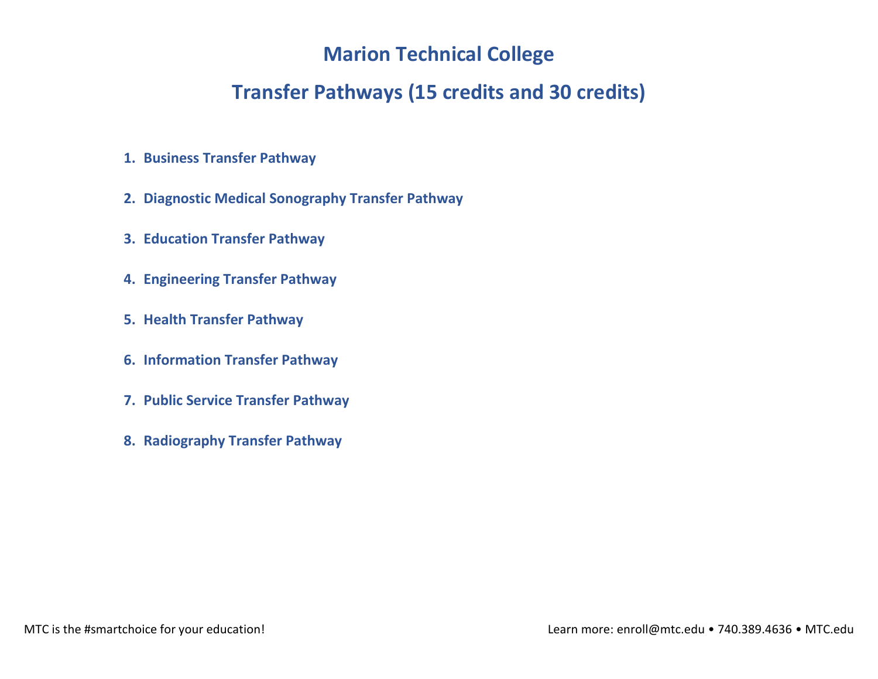# Marion Technical College

## Transfer Pathways (15 credits and 30 credits)

1. **Business Transfer Pathway**
2. **Diagnostic Medical Sonography Transfer Pathway**
3. **Education Transfer Pathway**
4. **Engineering Transfer Pathway**
5. **Health Transfer Pathway**
6. **Information Transfer Pathway**
7. **Public Service Transfer Pathway**
8. **Radiography Transfer Pathway**

MTC is the #smartchoice for your education!

Learn more: enroll@mtc.edu • 740.389.4636 • MTC.edu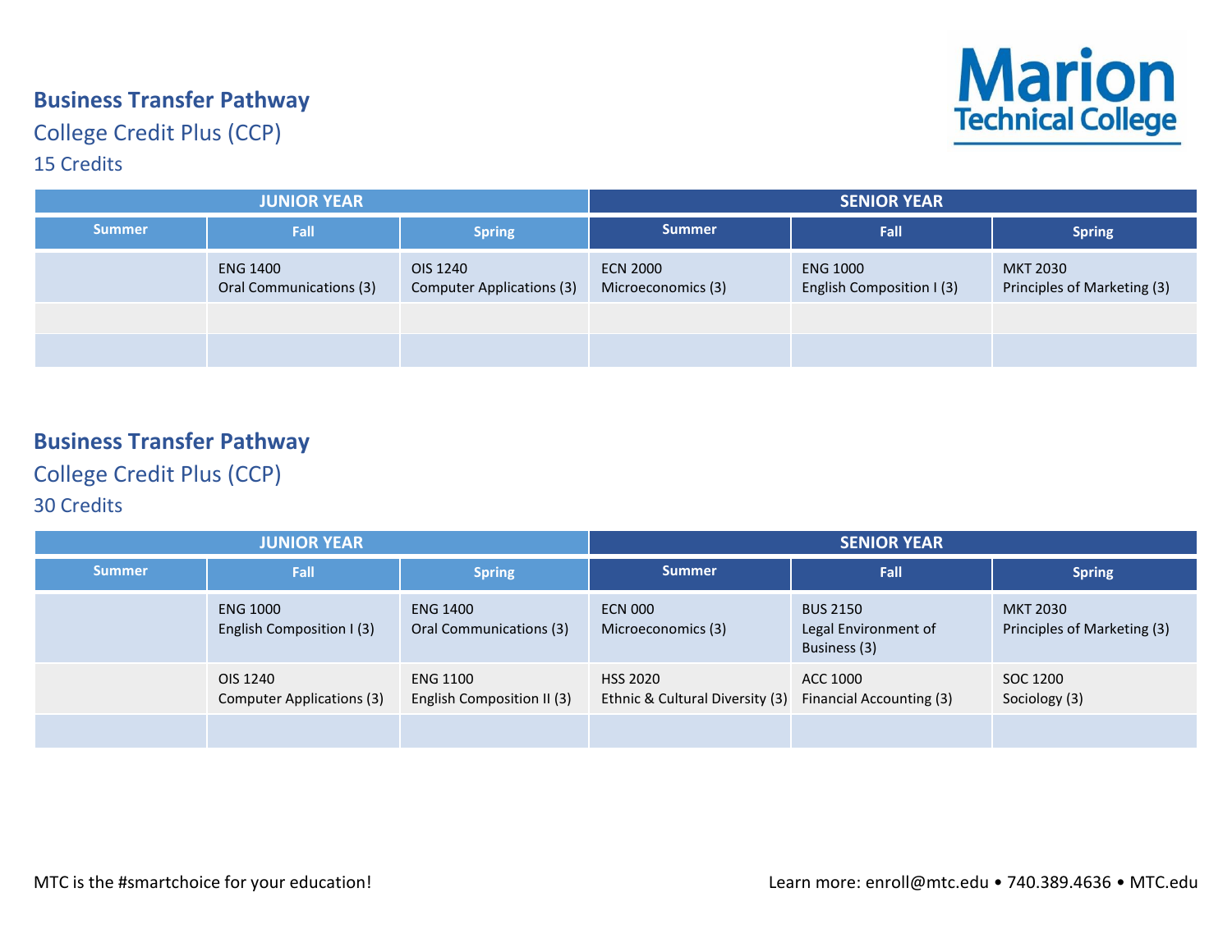## Business Transfer Pathway

College Credit Plus (CCP)

15 Credits

| JUNIOR YEAR | | | SENIOR YEAR | | |
|---|---|---|---|---|---|
| Summer | Fall | Spring | Summer | Fall | Spring |
| | ENG 1400<br>Oral Communications (3) | OIS 1240<br>Computer Applications (3) | ECN 2000<br>Microeconomics (3) | ENG 1000<br>English Composition I (3) | MKT 2030<br>Principles of Marketing (3) |
| | | | | | |
| | | | | | |

## Business Transfer Pathway

College Credit Plus (CCP)

30 Credits

| JUNIOR YEAR | | | SENIOR YEAR | | |
|---|---|---|---|---|---|
| Summer | Fall | Spring | Summer | Fall | Spring |
| | ENG 1000<br>English Composition I (3) | ENG 1400<br>Oral Communications (3) | ECN 000<br>Microeconomics (3) | BUS 2150<br>Legal Environment of Business (3) | MKT 2030<br>Principles of Marketing (3) |
| | OIS 1240<br>Computer Applications (3) | ENG 1100<br>English Composition II (3) | HSS 2020<br>Ethnic & Cultural Diversity (3) | ACC 1000<br>Financial Accounting (3) | SOC 1200<br>Sociology (3) |
| | | | | | |

MTC is the #smartchoice for your education!

Learn more: enroll@mtc.edu • 740.389.4636 • MTC.edu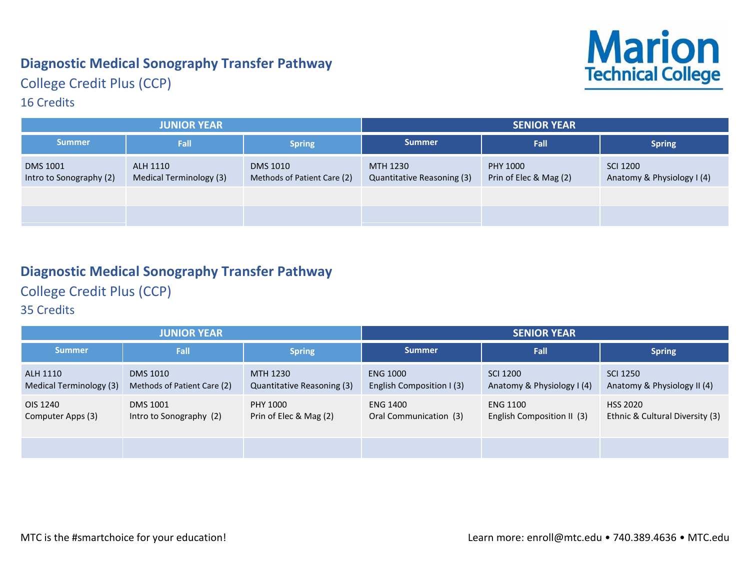## Diagnostic Medical Sonography Transfer Pathway

College Credit Plus (CCP)

16 Credits

| JUNIOR YEAR | | | SENIOR YEAR | | |
|---|---|---|---|---|---|
| **Summer** | **Fall** | **Spring** | **Summer** | **Fall** | **Spring** |
| DMS 1001<br>Intro to Sonography (2) | ALH 1110<br>Medical Terminology (3) | DMS 1010<br>Methods of Patient Care (2) | MTH 1230<br>Quantitative Reasoning (3) | PHY 1000<br>Prin of Elec & Mag (2) | SCI 1200<br>Anatomy & Physiology I (4) |

## Diagnostic Medical Sonography Transfer Pathway

College Credit Plus (CCP)

35 Credits

| JUNIOR YEAR | | | SENIOR YEAR | | |
|---|---|---|---|---|---|
| **Summer** | **Fall** | **Spring** | **Summer** | **Fall** | **Spring** |
| ALH 1110<br>Medical Terminology (3) | DMS 1010<br>Methods of Patient Care (2) | MTH 1230<br>Quantitative Reasoning (3) | ENG 1000<br>English Composition I (3) | SCI 1200<br>Anatomy & Physiology I (4) | SCI 1250<br>Anatomy & Physiology II (4) |
| OIS 1240<br>Computer Apps (3) | DMS 1001<br>Intro to Sonography (2) | PHY 1000<br>Prin of Elec & Mag (2) | ENG 1400<br>Oral Communication (3) | ENG 1100<br>English Composition II (3) | HSS 2020<br>Ethnic & Cultural Diversity (3) |

MTC is the #smartchoice for your education!

Learn more: enroll@mtc.edu • 740.389.4636 • MTC.edu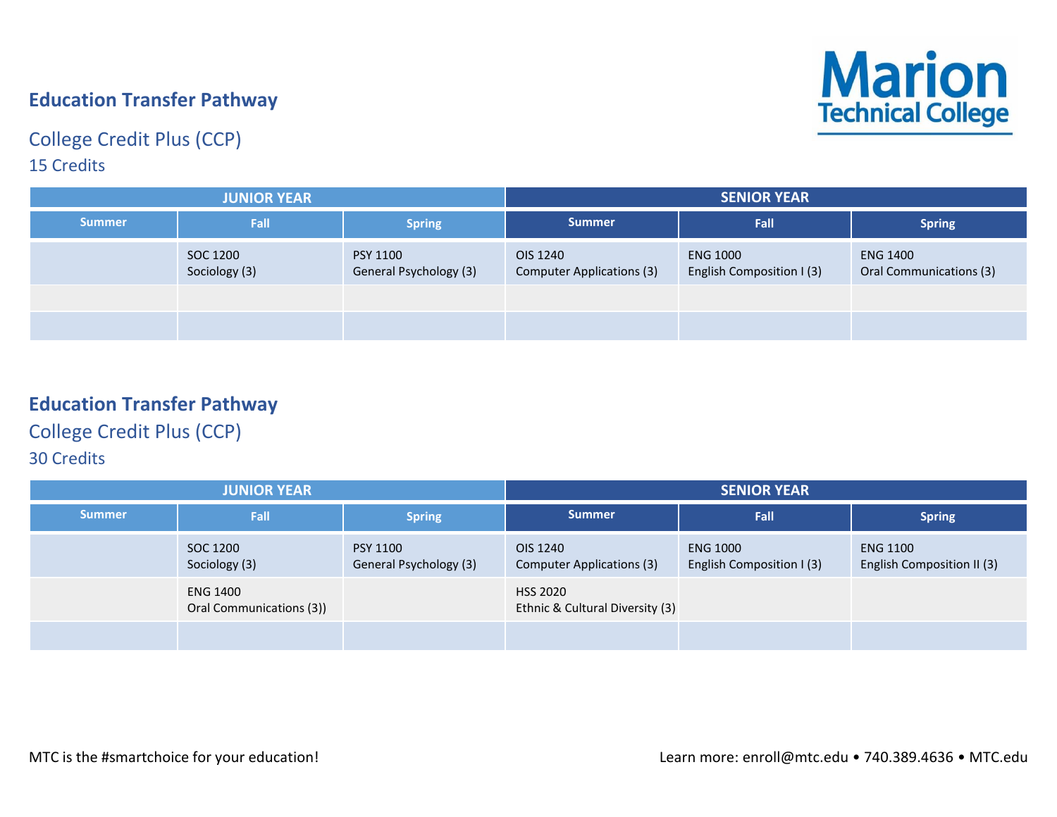## Education Transfer Pathway

College Credit Plus (CCP)
15 Credits

| JUNIOR YEAR | | | SENIOR YEAR | | |
|---|---|---|---|---|---|
| Summer | Fall | Spring | Summer | Fall | Spring |
| | SOC 1200<br>Sociology (3) | PSY 1100<br>General Psychology (3) | OIS 1240<br>Computer Applications (3) | ENG 1000<br>English Composition I (3) | ENG 1400<br>Oral Communications (3) |
| | | | | | |
| | | | | | |

## Education Transfer Pathway

College Credit Plus (CCP)
30 Credits

| JUNIOR YEAR | | | SENIOR YEAR | | |
|---|---|---|---|---|---|
| Summer | Fall | Spring | Summer | Fall | Spring |
| | SOC 1200<br>Sociology (3) | PSY 1100<br>General Psychology (3) | OIS 1240<br>Computer Applications (3) | ENG 1000<br>English Composition I (3) | ENG 1100<br>English Composition II (3) |
| | ENG 1400<br>Oral Communications (3)) | | HSS 2020<br>Ethnic & Cultural Diversity (3) | | |
| | | | | | |

MTC is the #smartchoice for your education!

Learn more: enroll@mtc.edu • 740.389.4636 • MTC.edu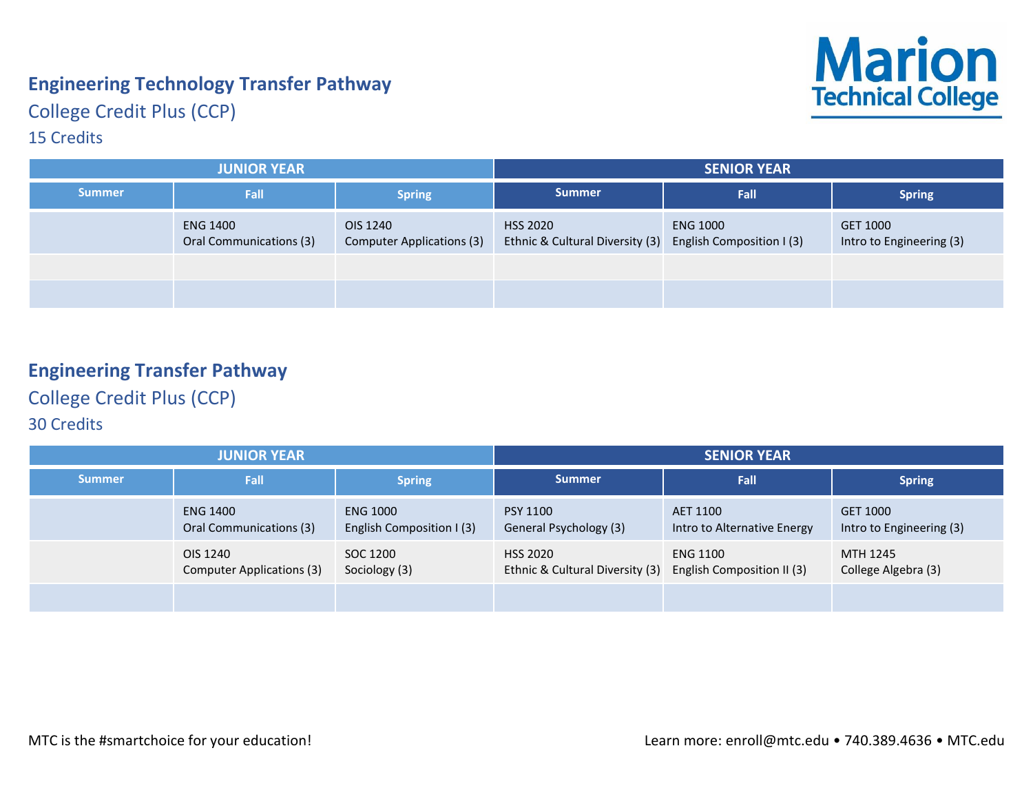## Engineering Technology Transfer Pathway

### College Credit Plus (CCP)

15 Credits

| JUNIOR YEAR | | | SENIOR YEAR | | |
|---|---|---|---|---|---|
| Summer | Fall | Spring | Summer | Fall | Spring |
| | ENG 1400<br>Oral Communications (3) | OIS 1240<br>Computer Applications (3) | HSS 2020<br>Ethnic & Cultural Diversity (3) | ENG 1000<br>English Composition I (3) | GET 1000<br>Intro to Engineering (3) |
| | | | | | |
| | | | | | |

## Engineering Transfer Pathway

### College Credit Plus (CCP)

30 Credits

| JUNIOR YEAR | | | SENIOR YEAR | | |
|---|---|---|---|---|---|
| Summer | Fall | Spring | Summer | Fall | Spring |
| | ENG 1400<br>Oral Communications (3) | ENG 1000<br>English Composition I (3) | PSY 1100<br>General Psychology (3) | AET 1100<br>Intro to Alternative Energy | GET 1000<br>Intro to Engineering (3) |
| | OIS 1240<br>Computer Applications (3) | SOC 1200<br>Sociology (3) | HSS 2020<br>Ethnic & Cultural Diversity (3) | ENG 1100<br>English Composition II (3) | MTH 1245<br>College Algebra (3) |
| | | | | | |

MTC is the #smartchoice for your education!

Learn more: enroll@mtc.edu • 740.389.4636 • MTC.edu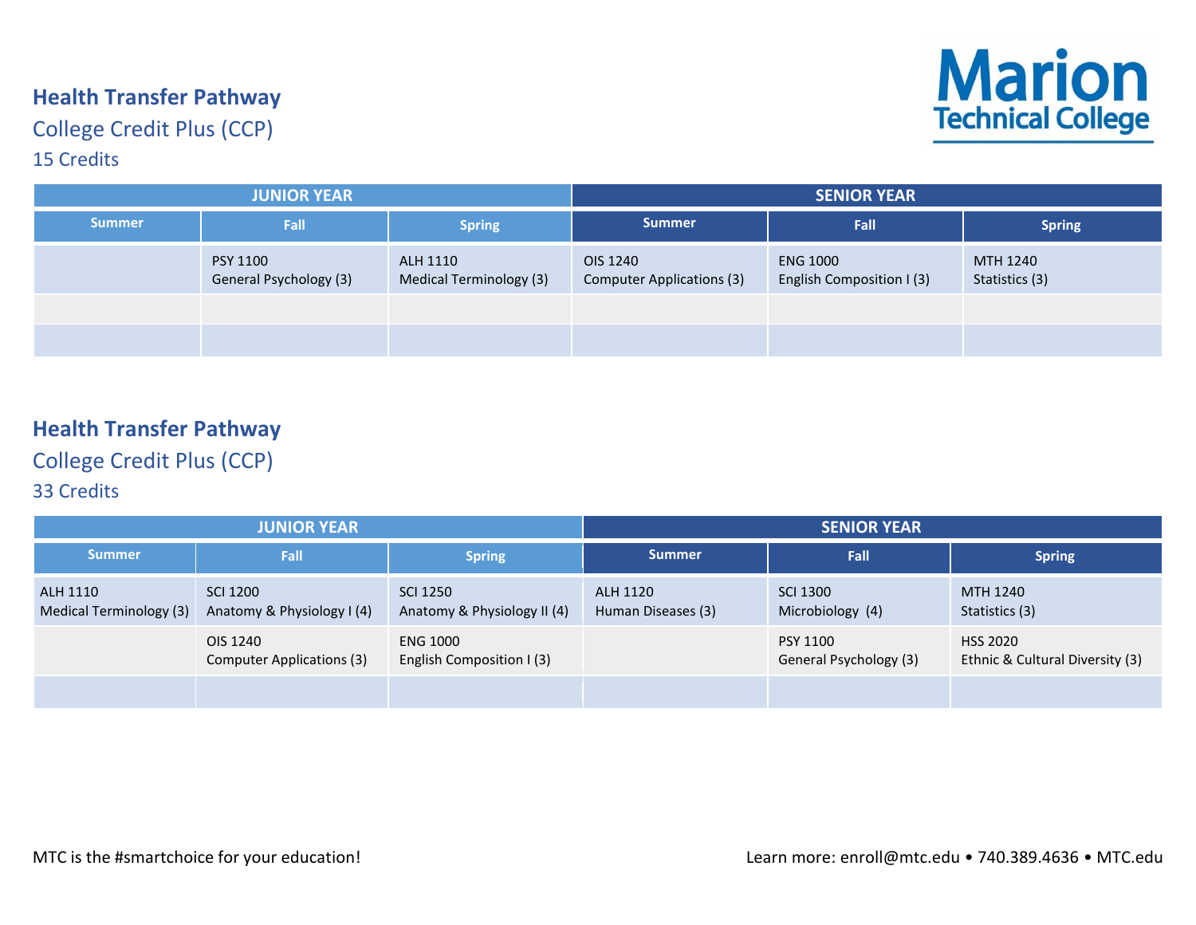## Health Transfer Pathway

### College Credit Plus (CCP)

### 15 Credits

| JUNIOR YEAR | | | SENIOR YEAR | | |
|---|---|---|---|---|---|
| Summer | Fall | Spring | Summer | Fall | Spring |
| | PSY 1100 General Psychology (3) | ALH 1110 Medical Terminology (3) | OIS 1240 Computer Applications (3) | ENG 1000 English Composition I (3) | MTH 1240 Statistics (3) |
| | | | | | |
| | | | | | |

## Health Transfer Pathway

### College Credit Plus (CCP)

### 33 Credits

| JUNIOR YEAR | | | SENIOR YEAR | | |
|---|---|---|---|---|---|
| Summer | Fall | Spring | Summer | Fall | Spring |
| ALH 1110 Medical Terminology (3) | SCI 1200 Anatomy & Physiology I (4) | SCI 1250 Anatomy & Physiology II (4) | ALH 1120 Human Diseases (3) | SCI 1300 Microbiology (4) | MTH 1240 Statistics (3) |
| | OIS 1240 Computer Applications (3) | ENG 1000 English Composition I (3) | | PSY 1100 General Psychology (3) | HSS 2020 Ethnic & Cultural Diversity (3) |
| | | | | | |

MTC is the #smartchoice for your education!

Learn more: enroll@mtc.edu • 740.389.4636 • MTC.edu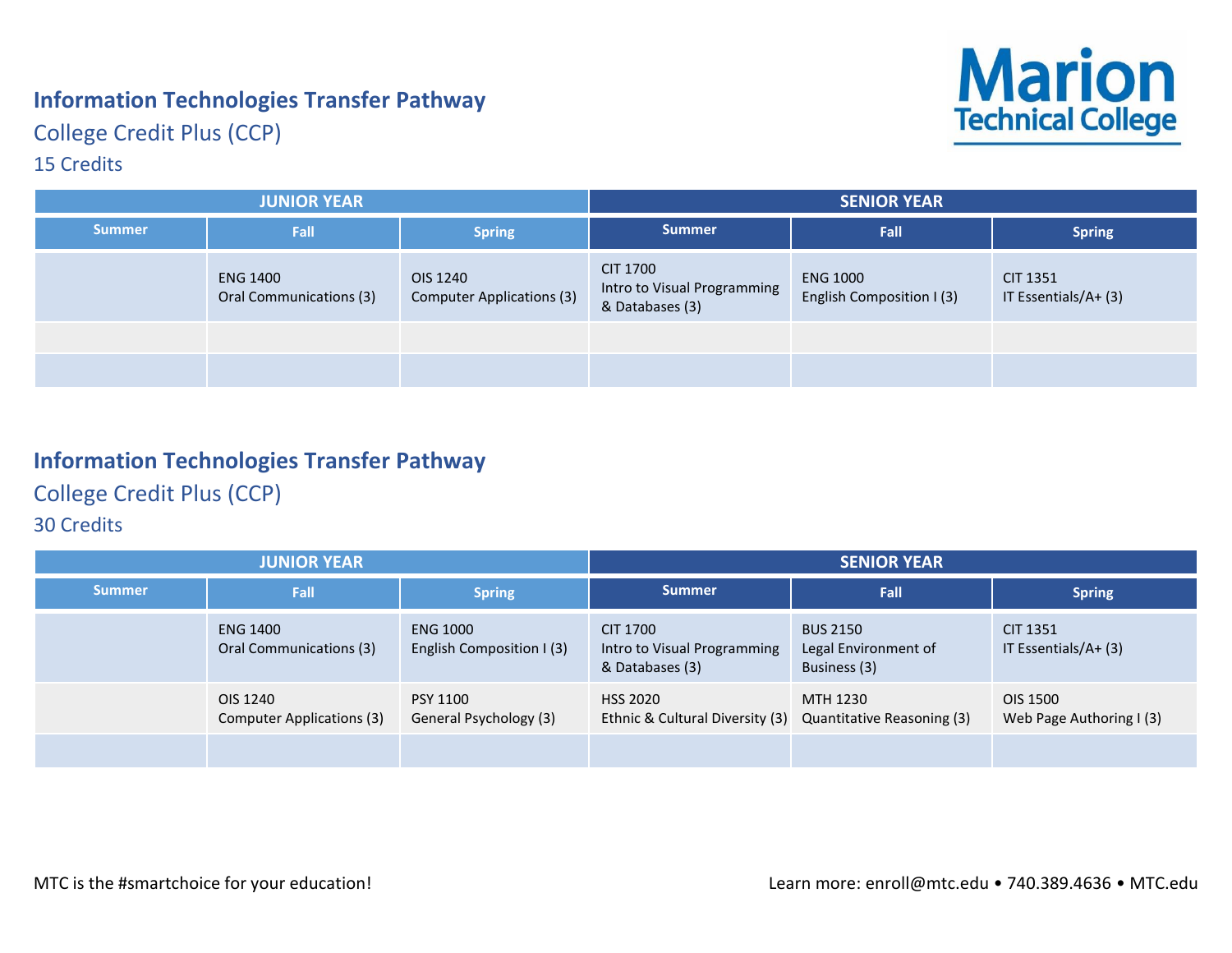## Information Technologies Transfer Pathway

College Credit Plus (CCP)

15 Credits

| JUNIOR YEAR | | | SENIOR YEAR | | |
|---|---|---|---|---|---|
| Summer | Fall | Spring | Summer | Fall | Spring |
| | ENG 1400<br>Oral Communications (3) | OIS 1240<br>Computer Applications (3) | CIT 1700<br>Intro to Visual Programming & Databases (3) | ENG 1000<br>English Composition I (3) | CIT 1351<br>IT Essentials/A+ (3) |
| | | | | | |
| | | | | | |

## Information Technologies Transfer Pathway

College Credit Plus (CCP)

30 Credits

| JUNIOR YEAR | | | SENIOR YEAR | | |
|---|---|---|---|---|---|
| Summer | Fall | Spring | Summer | Fall | Spring |
| | ENG 1400<br>Oral Communications (3) | ENG 1000<br>English Composition I (3) | CIT 1700<br>Intro to Visual Programming & Databases (3) | BUS 2150<br>Legal Environment of Business (3) | CIT 1351<br>IT Essentials/A+ (3) |
| | OIS 1240<br>Computer Applications (3) | PSY 1100<br>General Psychology (3) | HSS 2020<br>Ethnic & Cultural Diversity (3) | MTH 1230<br>Quantitative Reasoning (3) | OIS 1500<br>Web Page Authoring I (3) |
| | | | | | |

MTC is the #smartchoice for your education!

Learn more: enroll@mtc.edu • 740.389.4636 • MTC.edu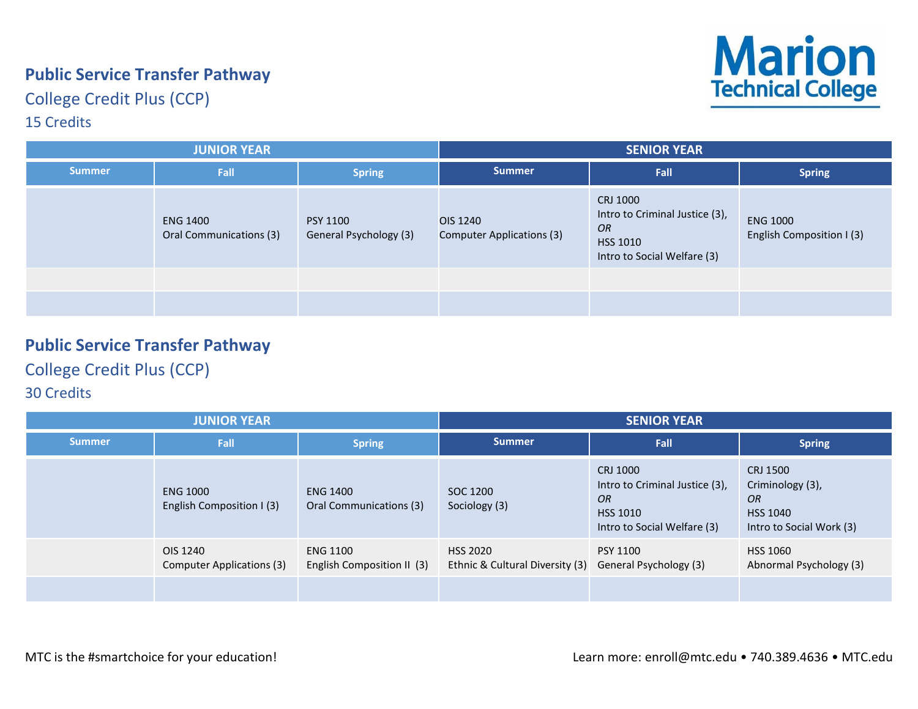## Public Service Transfer Pathway

### College Credit Plus (CCP)

### 15 Credits

| JUNIOR YEAR | | | SENIOR YEAR | | |
|---|---|---|---|---|---|
| Summer | Fall | Spring | Summer | Fall | Spring |
| | ENG 1400<br>Oral Communications (3) | PSY 1100<br>General Psychology (3) | OIS 1240<br>Computer Applications (3) | CRJ 1000<br>Intro to Criminal Justice (3),<br>*OR*<br>HSS 1010<br>Intro to Social Welfare (3) | ENG 1000<br>English Composition I (3) |
| | | | | | |
| | | | | | |

## Public Service Transfer Pathway

### College Credit Plus (CCP)

### 30 Credits

| JUNIOR YEAR | | | SENIOR YEAR | | |
|---|---|---|---|---|---|
| Summer | Fall | Spring | Summer | Fall | Spring |
| | ENG 1000<br>English Composition I (3) | ENG 1400<br>Oral Communications (3) | SOC 1200<br>Sociology (3) | CRJ 1000<br>Intro to Criminal Justice (3),<br>*OR*<br>HSS 1010<br>Intro to Social Welfare (3) | CRJ 1500<br>Criminology (3),<br>*OR*<br>HSS 1040<br>Intro to Social Work (3) |
| | OIS 1240<br>Computer Applications (3) | ENG 1100<br>English Composition II (3) | HSS 2020<br>Ethnic & Cultural Diversity (3) | PSY 1100<br>General Psychology (3) | HSS 1060<br>Abnormal Psychology (3) |
| | | | | | |

MTC is the #smartchoice for your education!

Learn more: enroll@mtc.edu • 740.389.4636 • MTC.edu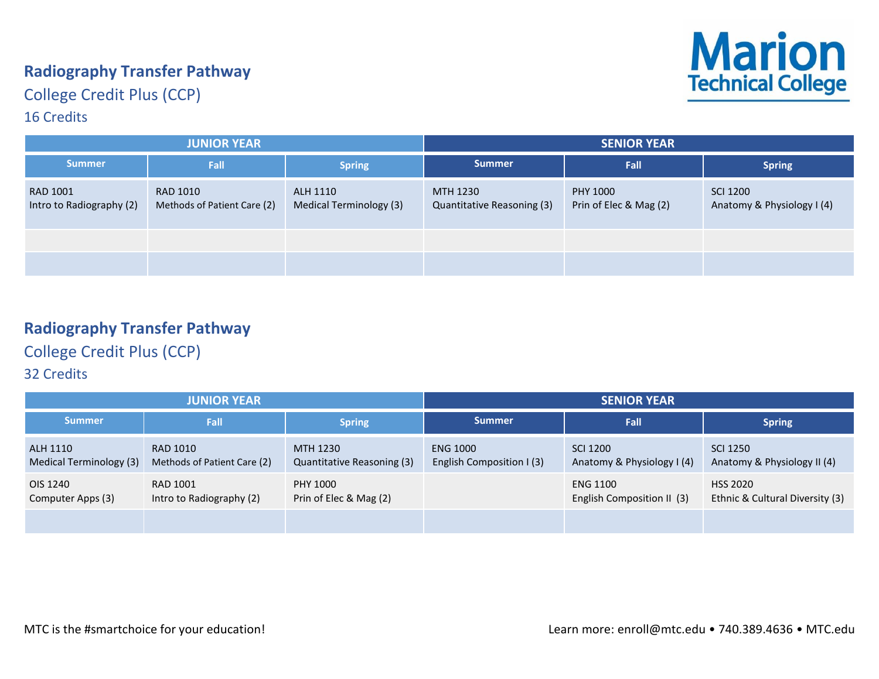Marion Technical College

## Radiography Transfer Pathway

College Credit Plus (CCP)

16 Credits

| JUNIOR YEAR | | | SENIOR YEAR | | |
|---|---|---|---|---|---|
| Summer | Fall | Spring | Summer | Fall | Spring |
| RAD 1001<br>Intro to Radiography (2) | RAD 1010<br>Methods of Patient Care (2) | ALH 1110<br>Medical Terminology (3) | MTH 1230<br>Quantitative Reasoning (3) | PHY 1000<br>Prin of Elec & Mag (2) | SCI 1200<br>Anatomy & Physiology I (4) |
| | | | | | |
| | | | | | |

## Radiography Transfer Pathway

College Credit Plus (CCP)

32 Credits

| JUNIOR YEAR | | | SENIOR YEAR | | |
|---|---|---|---|---|---|
| Summer | Fall | Spring | Summer | Fall | Spring |
| ALH 1110<br>Medical Terminology (3) | RAD 1010<br>Methods of Patient Care (2) | MTH 1230<br>Quantitative Reasoning (3) | ENG 1000<br>English Composition I (3) | SCI 1200<br>Anatomy & Physiology I (4) | SCI 1250<br>Anatomy & Physiology II (4) |
| OIS 1240<br>Computer Apps (3) | RAD 1001<br>Intro to Radiography (2) | PHY 1000<br>Prin of Elec & Mag (2) | | ENG 1100<br>English Composition II (3) | HSS 2020<br>Ethnic & Cultural Diversity (3) |
| | | | | | |

MTC is the #smartchoice for your education!

Learn more: enroll@mtc.edu • 740.389.4636 • MTC.edu